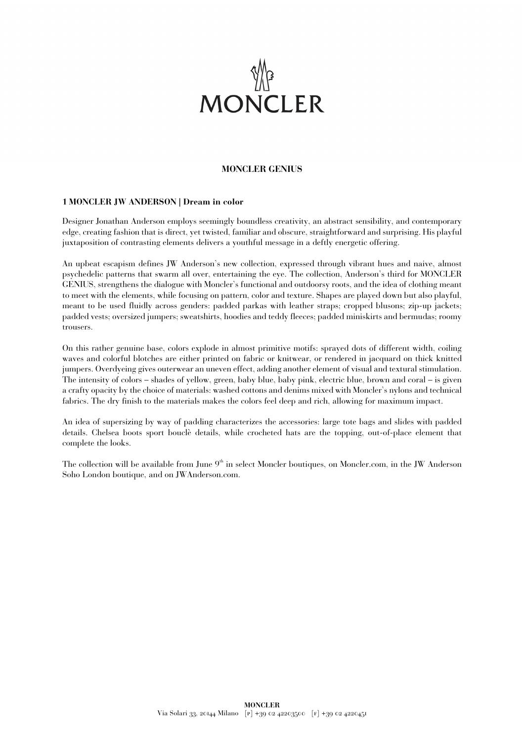MONCLER

**MONCLER GENIUS**

**1 MONCLER JW ANDERSON | Dream in color**

Designer Jonathan Anderson employs seemingly boundless creativity, an abstract sensibility, and contemporary edge, creating fashion that is direct, yet twisted, familiar and obscure, straightforward and surprising. His playful juxtaposition of contrasting elements delivers a youthful message in a deftly energetic offering.

An upbeat escapism defines JW Anderson's new collection, expressed through vibrant hues and naive, almost psychedelic patterns that swarm all over, entertaining the eye. The collection, Anderson's third for MONCLER GENIUS, strengthens the dialogue with Moncler's functional and outdoorsy roots, and the idea of clothing meant to meet with the elements, while focusing on pattern, color and texture. Shapes are played down but also playful, meant to be used fluidly across genders: padded parkas with leather straps; cropped blusons; zip-up jackets; padded vests; oversized jumpers; sweatshirts, hoodies and teddy fleeces; padded miniskirts and bermudas; roomy trousers.

On this rather genuine base, colors explode in almost primitive motifs: sprayed dots of different width, coiling waves and colorful blotches are either printed on fabric or knitwear, or rendered in jacquard on thick knitted jumpers. Overdyeing gives outerwear an uneven effect, adding another element of visual and textural stimulation. The intensity of colors – shades of yellow, green, baby blue, baby pink, electric blue, brown and coral – is given a crafty opacity by the choice of materials: washed cottons and denims mixed with Moncler's nylons and technical fabrics. The dry finish to the materials makes the colors feel deep and rich, allowing for maximum impact.

An idea of supersizing by way of padding characterizes the accessories: large tote bags and slides with padded details. Chelsea boots sport bouclè details, while crocheted hats are the topping, out-of-place element that complete the looks.

The collection will be available from June 9th in select Moncler boutiques, on Moncler.com, in the JW Anderson Soho London boutique, and on JWAnderson.com.

**MONCLER**
Via Solari 33, 20144 Milano [P] +39 02 42203500 [F] +39 02 4220451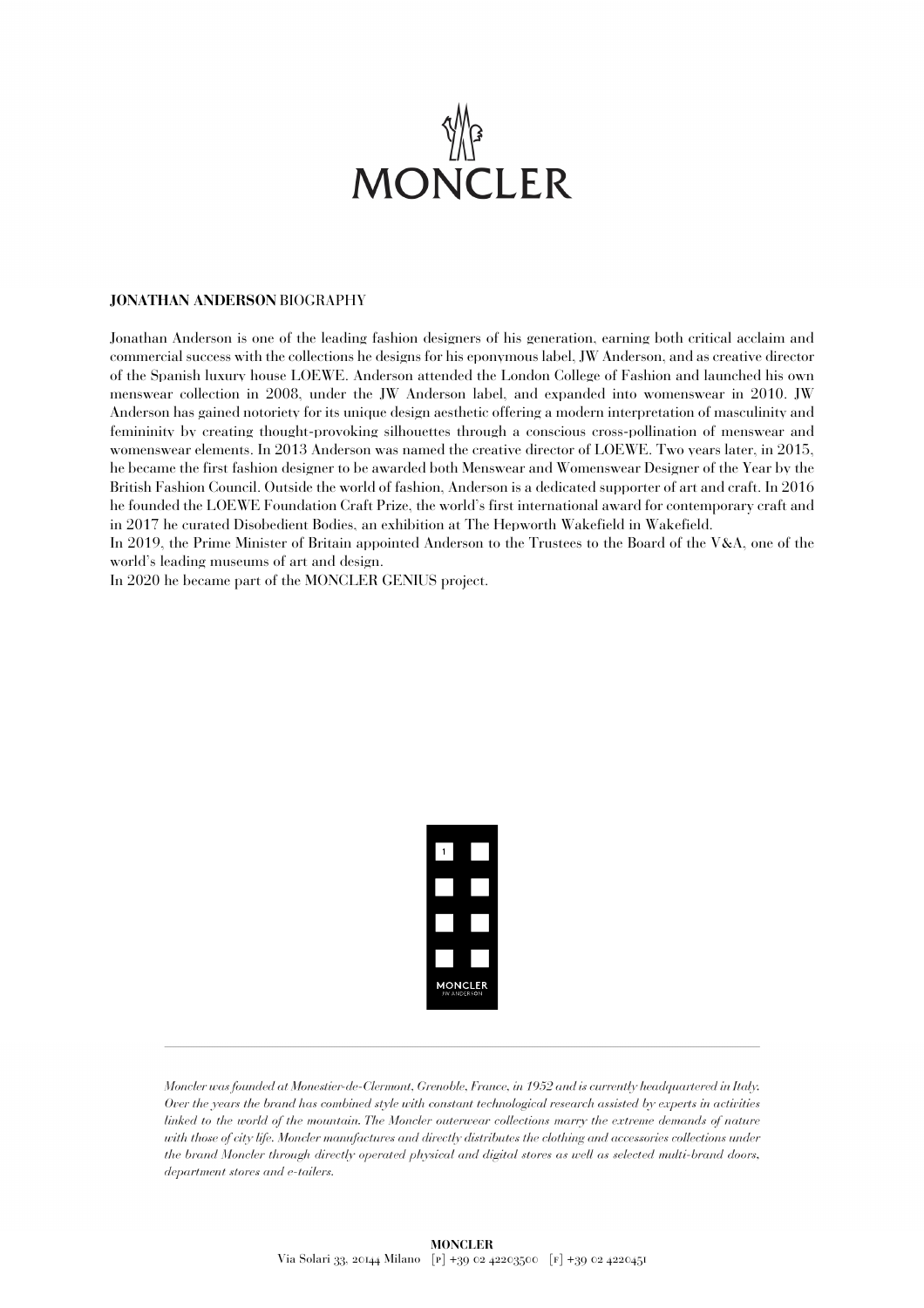**JONATHAN ANDERSON** BIOGRAPHY

Jonathan Anderson is one of the leading fashion designers of his generation, earning both critical acclaim and commercial success with the collections he designs for his eponymous label, JW Anderson, and as creative director of the Spanish luxury house LOEWE. Anderson attended the London College of Fashion and launched his own menswear collection in 2008, under the JW Anderson label, and expanded into womenswear in 2010. JW Anderson has gained notoriety for its unique design aesthetic offering a modern interpretation of masculinity and femininity by creating thought-provoking silhouettes through a conscious cross-pollination of menswear and womenswear elements. In 2013 Anderson was named the creative director of LOEWE. Two years later, in 2015, he became the first fashion designer to be awarded both Menswear and Womenswear Designer of the Year by the British Fashion Council. Outside the world of fashion, Anderson is a dedicated supporter of art and craft. In 2016 he founded the LOEWE Foundation Craft Prize, the world's first international award for contemporary craft and in 2017 he curated Disobedient Bodies, an exhibition at The Hepworth Wakefield in Wakefield.
In 2019, the Prime Minister of Britain appointed Anderson to the Trustees to the Board of the V&A, one of the world's leading museums of art and design.
In 2020 he became part of the MONCLER GENIUS project.

---

*Moncler was founded at Monestier-de-Clermont, Grenoble, France, in 1952 and is currently headquartered in Italy. Over the years the brand has combined style with constant technological research assisted by experts in activities linked to the world of the mountain. The Moncler outerwear collections marry the extreme demands of nature with those of city life. Moncler manufactures and directly distributes the clothing and accessories collections under the brand Moncler through directly operated physical and digital stores as well as selected multi-brand doors, department stores and e-tailers.*

**MONCLER**
Via Solari 33, 20144 Milano [P] +39 02 42203500 [F] +39 02 42204 51